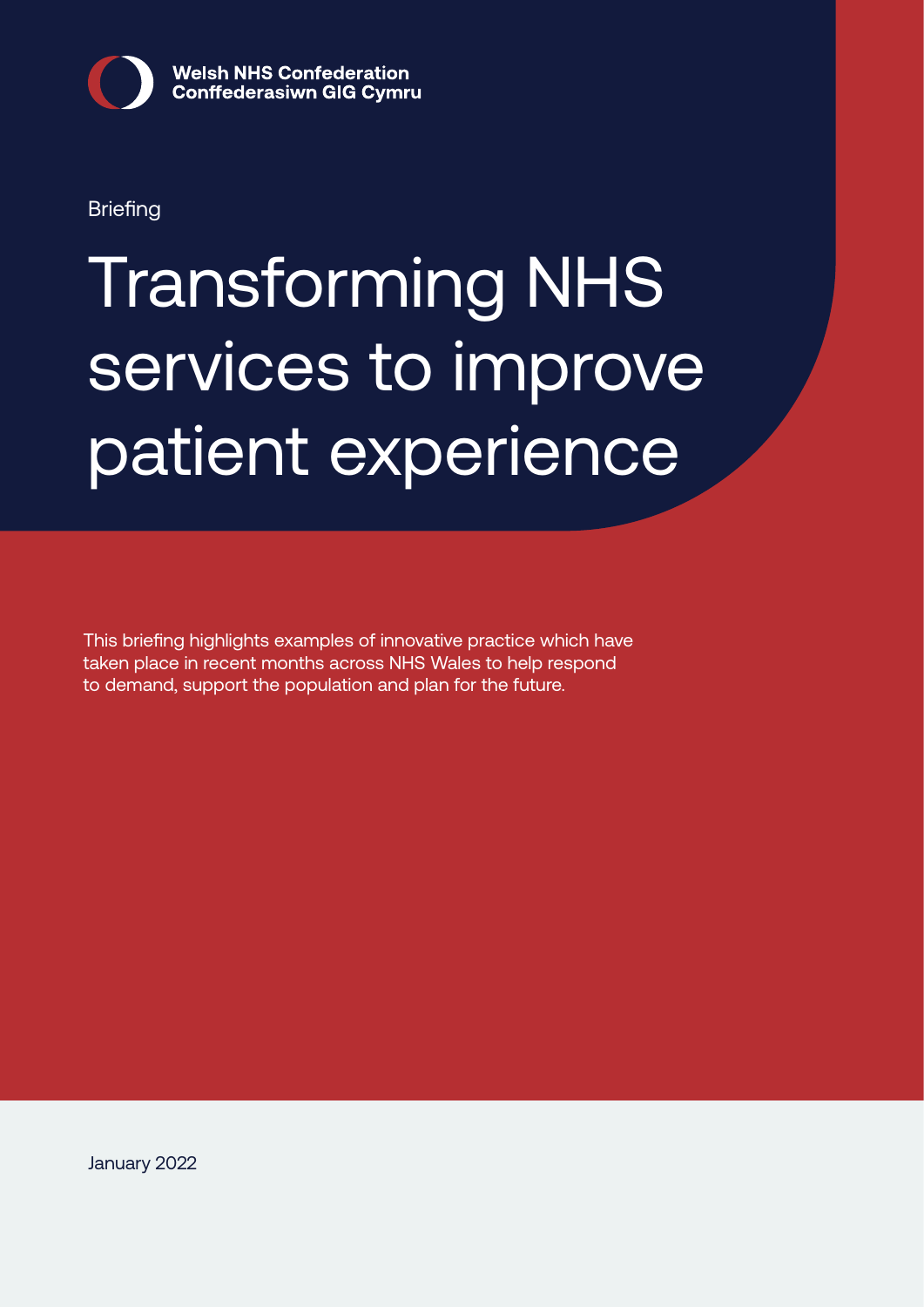Welsh NHS Confederation
Conffederasiwn GIG Cymru

Briefing

# Transforming NHS services to improve patient experience

This briefing highlights examples of innovative practice which have taken place in recent months across NHS Wales to help respond to demand, support the population and plan for the future.

January 2022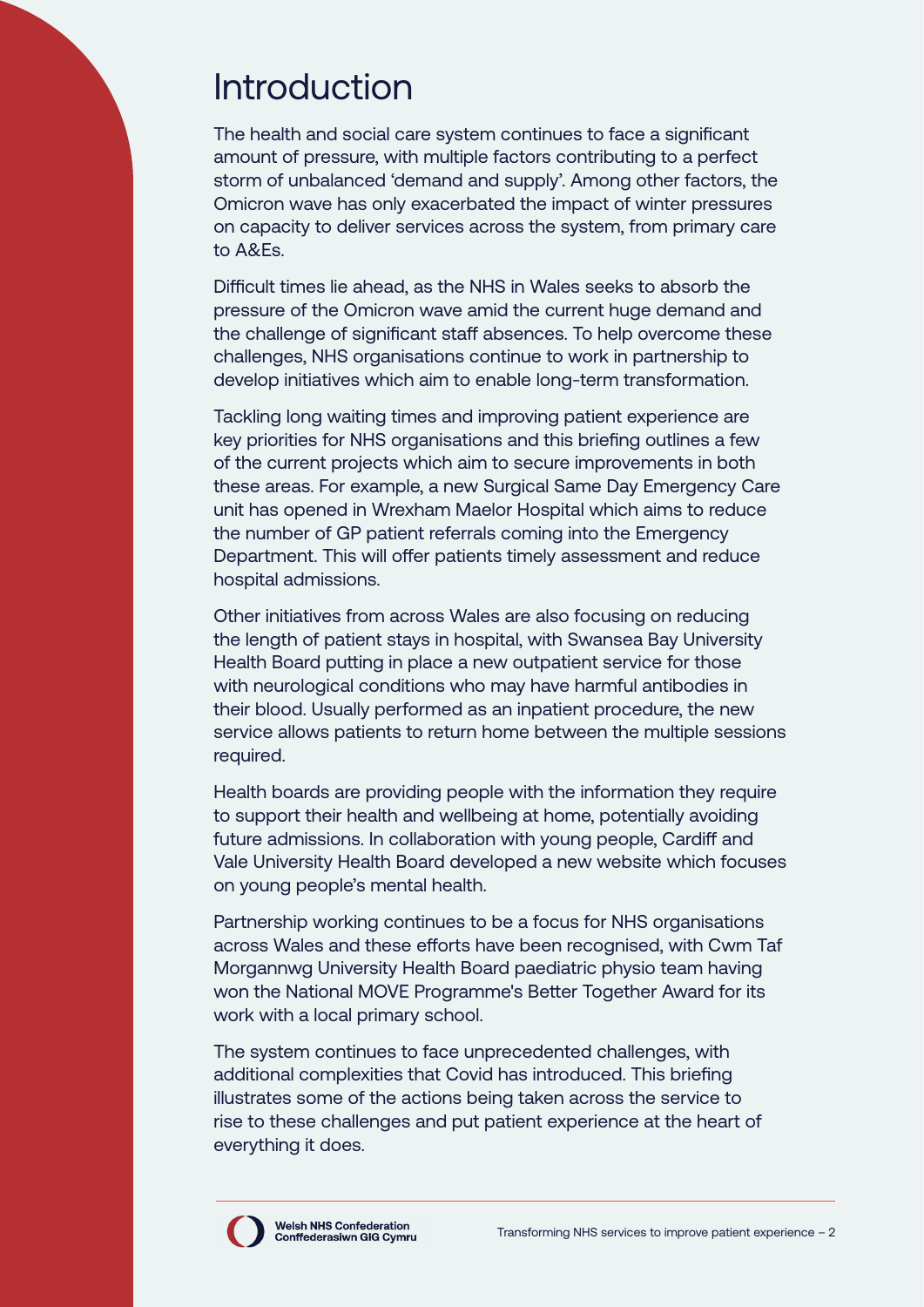# Introduction

The health and social care system continues to face a significant amount of pressure, with multiple factors contributing to a perfect storm of unbalanced 'demand and supply'. Among other factors, the Omicron wave has only exacerbated the impact of winter pressures on capacity to deliver services across the system, from primary care to A&Es.

Difficult times lie ahead, as the NHS in Wales seeks to absorb the pressure of the Omicron wave amid the current huge demand and the challenge of significant staff absences. To help overcome these challenges, NHS organisations continue to work in partnership to develop initiatives which aim to enable long-term transformation.

Tackling long waiting times and improving patient experience are key priorities for NHS organisations and this briefing outlines a few of the current projects which aim to secure improvements in both these areas. For example, a new Surgical Same Day Emergency Care unit has opened in Wrexham Maelor Hospital which aims to reduce the number of GP patient referrals coming into the Emergency Department. This will offer patients timely assessment and reduce hospital admissions.

Other initiatives from across Wales are also focusing on reducing the length of patient stays in hospital, with Swansea Bay University Health Board putting in place a new outpatient service for those with neurological conditions who may have harmful antibodies in their blood. Usually performed as an inpatient procedure, the new service allows patients to return home between the multiple sessions required.

Health boards are providing people with the information they require to support their health and wellbeing at home, potentially avoiding future admissions. In collaboration with young people, Cardiff and Vale University Health Board developed a new website which focuses on young people's mental health.

Partnership working continues to be a focus for NHS organisations across Wales and these efforts have been recognised, with Cwm Taf Morgannwg University Health Board paediatric physio team having won the National MOVE Programme's Better Together Award for its work with a local primary school.

The system continues to face unprecedented challenges, with additional complexities that Covid has introduced. This briefing illustrates some of the actions being taken across the service to rise to these challenges and put patient experience at the heart of everything it does.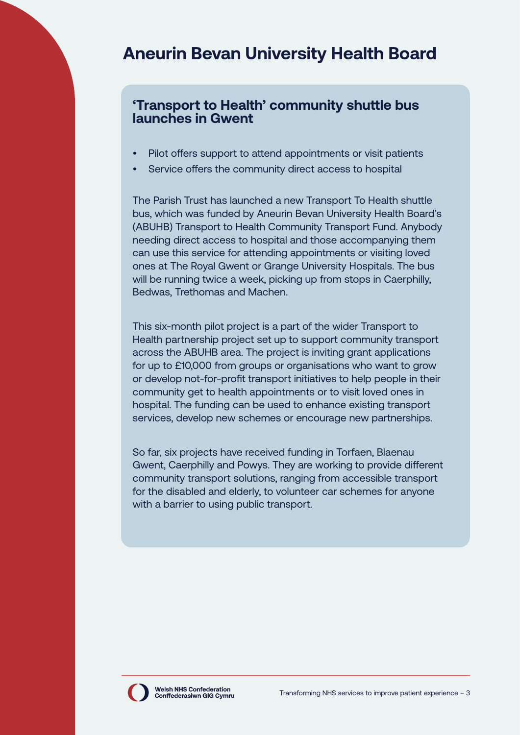# Aneurin Bevan University Health Board

## 'Transport to Health' community shuttle bus launches in Gwent

- Pilot offers support to attend appointments or visit patients
- Service offers the community direct access to hospital

The Parish Trust has launched a new Transport To Health shuttle bus, which was funded by Aneurin Bevan University Health Board's (ABUHB) Transport to Health Community Transport Fund. Anybody needing direct access to hospital and those accompanying them can use this service for attending appointments or visiting loved ones at The Royal Gwent or Grange University Hospitals. The bus will be running twice a week, picking up from stops in Caerphilly, Bedwas, Trethomas and Machen.

This six-month pilot project is a part of the wider Transport to Health partnership project set up to support community transport across the ABUHB area. The project is inviting grant applications for up to £10,000 from groups or organisations who want to grow or develop not-for-profit transport initiatives to help people in their community get to health appointments or to visit loved ones in hospital. The funding can be used to enhance existing transport services, develop new schemes or encourage new partnerships.

So far, six projects have received funding in Torfaen, Blaenau Gwent, Caerphilly and Powys. They are working to provide different community transport solutions, ranging from accessible transport for the disabled and elderly, to volunteer car schemes for anyone with a barrier to using public transport.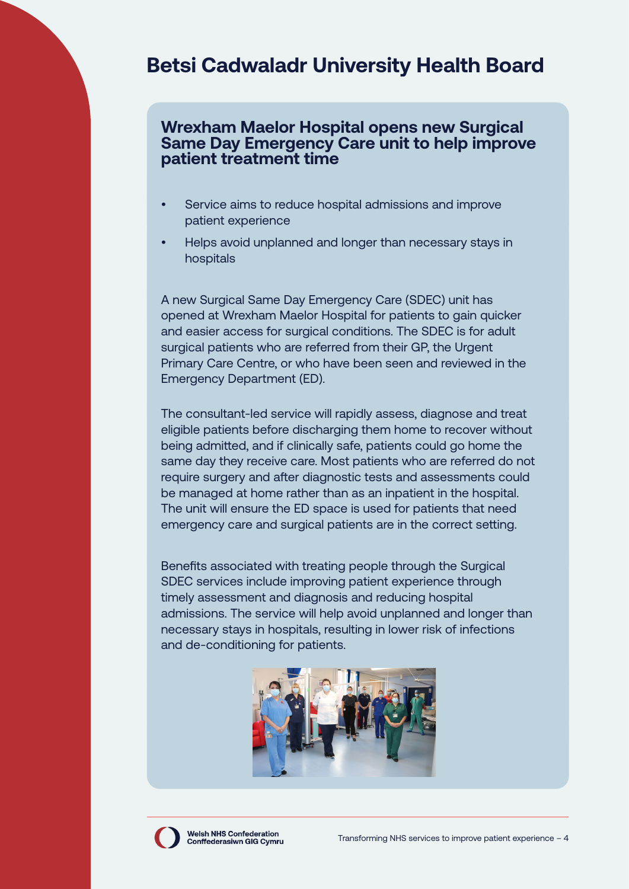# Betsi Cadwaladr University Health Board

## Wrexham Maelor Hospital opens new Surgical Same Day Emergency Care unit to help improve patient treatment time

- Service aims to reduce hospital admissions and improve patient experience
- Helps avoid unplanned and longer than necessary stays in hospitals

A new Surgical Same Day Emergency Care (SDEC) unit has opened at Wrexham Maelor Hospital for patients to gain quicker and easier access for surgical conditions. The SDEC is for adult surgical patients who are referred from their GP, the Urgent Primary Care Centre, or who have been seen and reviewed in the Emergency Department (ED).

The consultant-led service will rapidly assess, diagnose and treat eligible patients before discharging them home to recover without being admitted, and if clinically safe, patients could go home the same day they receive care. Most patients who are referred do not require surgery and after diagnostic tests and assessments could be managed at home rather than as an inpatient in the hospital. The unit will ensure the ED space is used for patients that need emergency care and surgical patients are in the correct setting.

Benefits associated with treating people through the Surgical SDEC services include improving patient experience through timely assessment and diagnosis and reducing hospital admissions. The service will help avoid unplanned and longer than necessary stays in hospitals, resulting in lower risk of infections and de-conditioning for patients.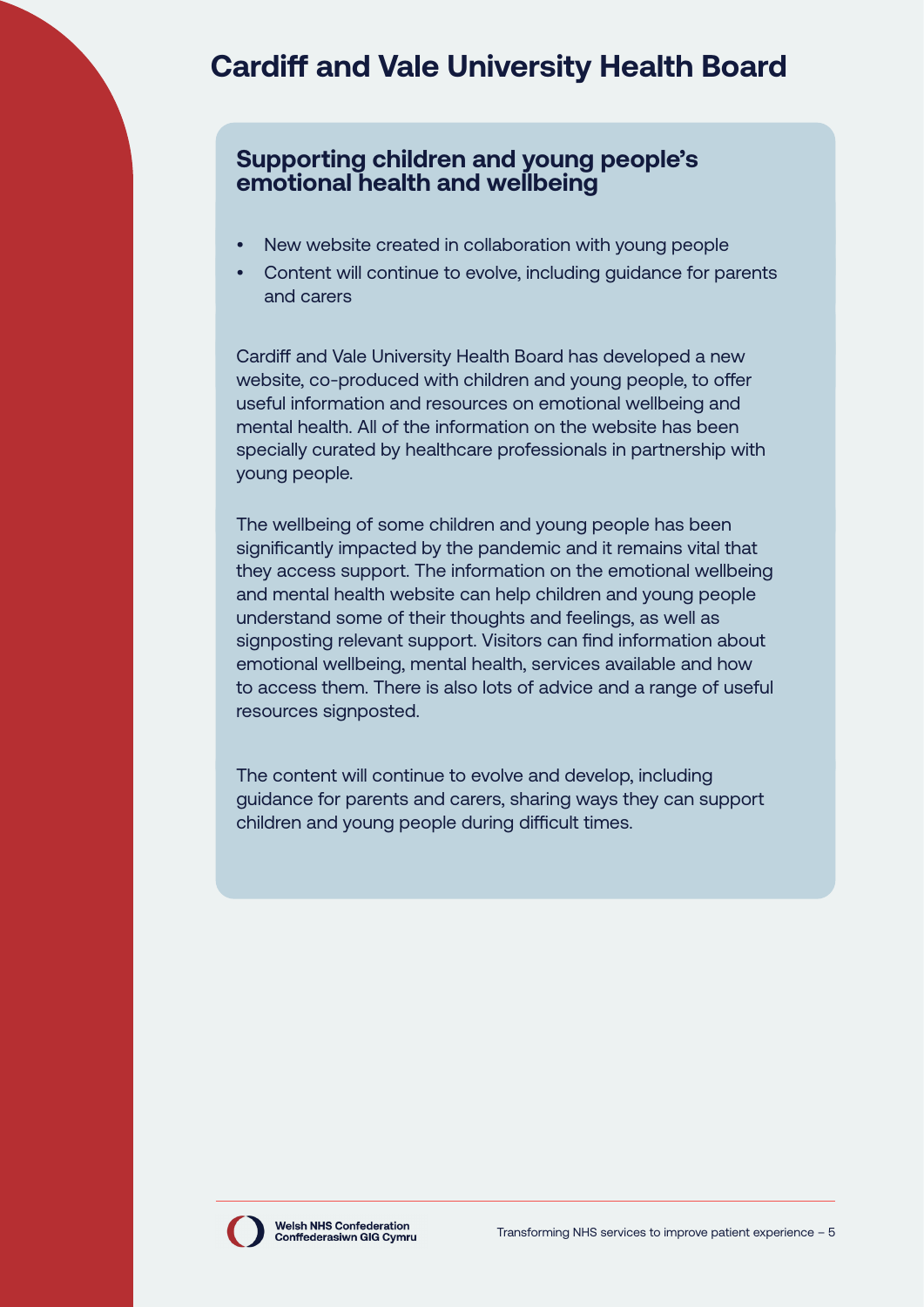# Cardiff and Vale University Health Board

## Supporting children and young people's emotional health and wellbeing

- New website created in collaboration with young people
- Content will continue to evolve, including guidance for parents and carers

Cardiff and Vale University Health Board has developed a new website, co-produced with children and young people, to offer useful information and resources on emotional wellbeing and mental health. All of the information on the website has been specially curated by healthcare professionals in partnership with young people.

The wellbeing of some children and young people has been significantly impacted by the pandemic and it remains vital that they access support. The information on the emotional wellbeing and mental health website can help children and young people understand some of their thoughts and feelings, as well as signposting relevant support. Visitors can find information about emotional wellbeing, mental health, services available and how to access them. There is also lots of advice and a range of useful resources signposted.

The content will continue to evolve and develop, including guidance for parents and carers, sharing ways they can support children and young people during difficult times.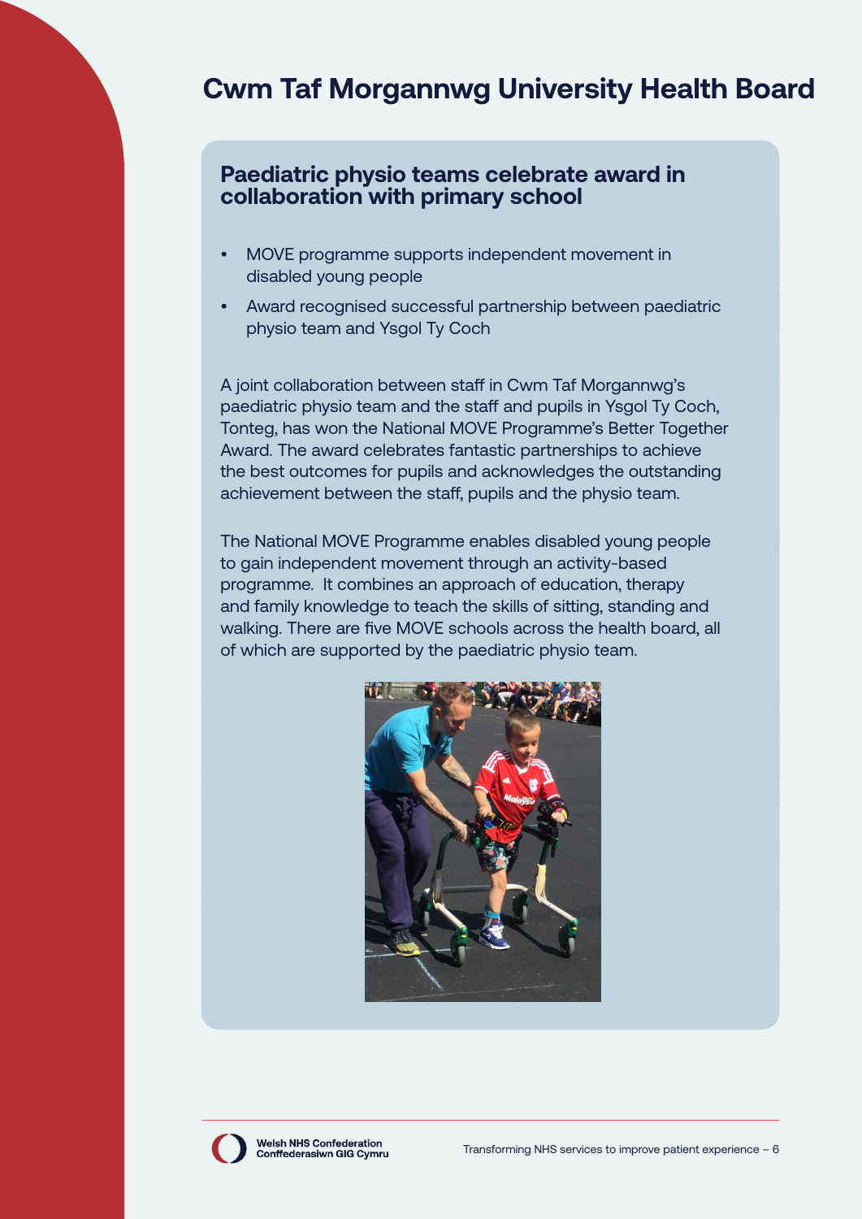# Cwm Taf Morgannwg University Health Board

## Paediatric physio teams celebrate award in collaboration with primary school

- MOVE programme supports independent movement in disabled young people
- Award recognised successful partnership between paediatric physio team and Ysgol Ty Coch

A joint collaboration between staff in Cwm Taf Morgannwg's paediatric physio team and the staff and pupils in Ysgol Ty Coch, Tonteg, has won the National MOVE Programme's Better Together Award. The award celebrates fantastic partnerships to achieve the best outcomes for pupils and acknowledges the outstanding achievement between the staff, pupils and the physio team.

The National MOVE Programme enables disabled young people to gain independent movement through an activity-based programme. It combines an approach of education, therapy and family knowledge to teach the skills of sitting, standing and walking. There are five MOVE schools across the health board, all of which are supported by the paediatric physio team.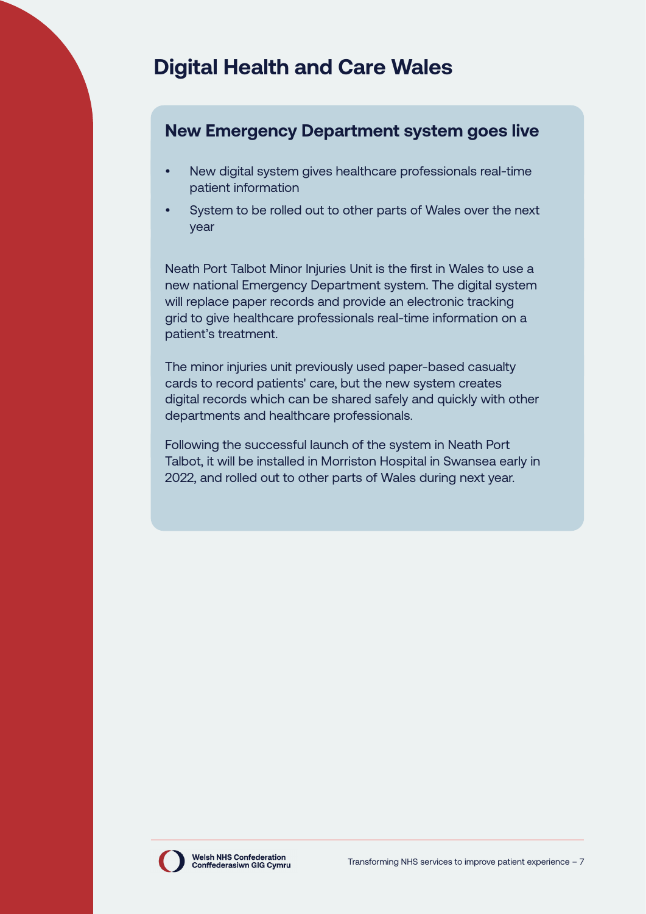# Digital Health and Care Wales

## New Emergency Department system goes live

- New digital system gives healthcare professionals real-time patient information
- System to be rolled out to other parts of Wales over the next year

Neath Port Talbot Minor Injuries Unit is the first in Wales to use a new national Emergency Department system. The digital system will replace paper records and provide an electronic tracking grid to give healthcare professionals real-time information on a patient's treatment.

The minor injuries unit previously used paper-based casualty cards to record patients' care, but the new system creates digital records which can be shared safely and quickly with other departments and healthcare professionals.

Following the successful launch of the system in Neath Port Talbot, it will be installed in Morriston Hospital in Swansea early in 2022, and rolled out to other parts of Wales during next year.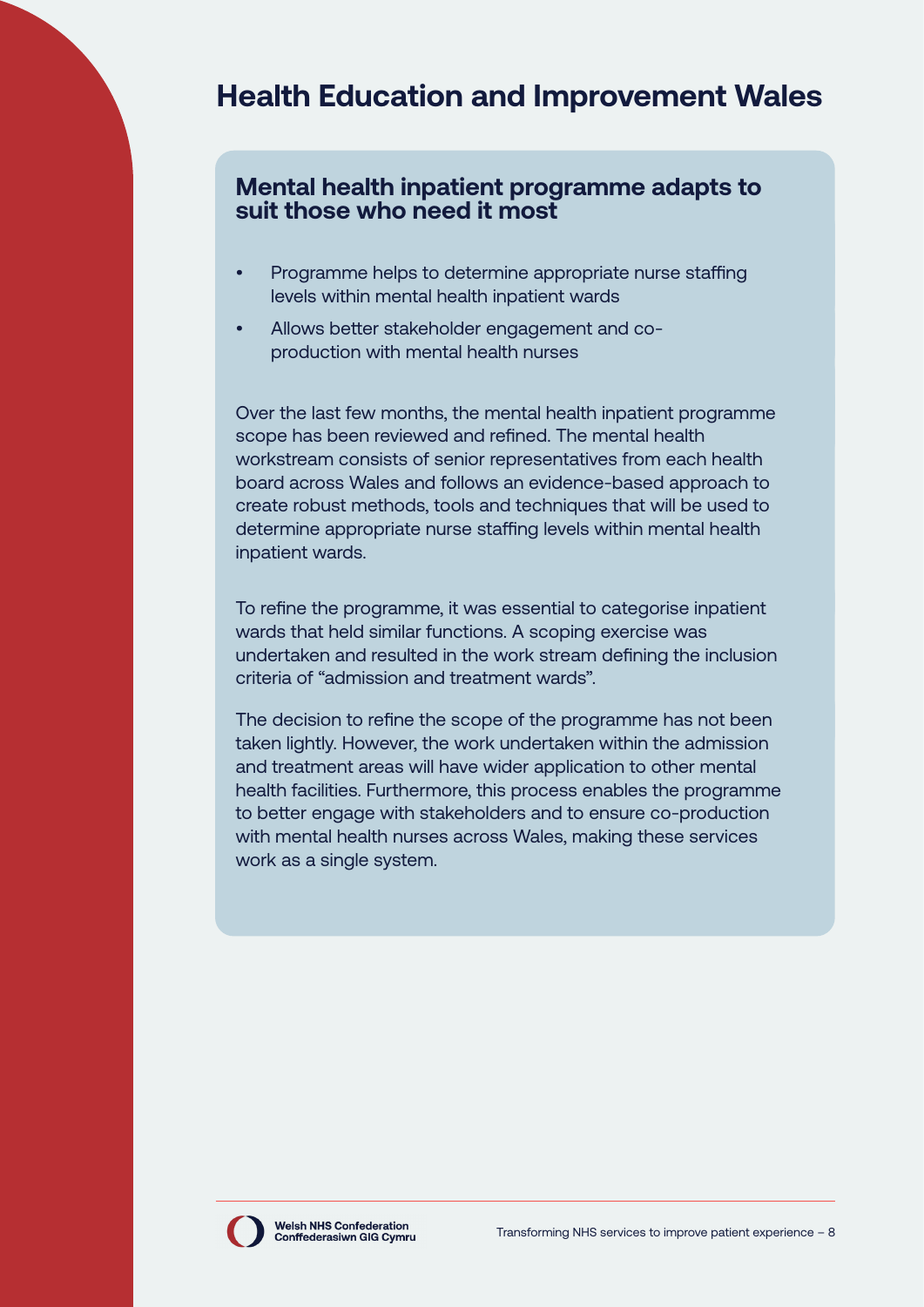# Health Education and Improvement Wales

## Mental health inpatient programme adapts to suit those who need it most

- Programme helps to determine appropriate nurse staffing levels within mental health inpatient wards
- Allows better stakeholder engagement and co-production with mental health nurses

Over the last few months, the mental health inpatient programme scope has been reviewed and refined. The mental health workstream consists of senior representatives from each health board across Wales and follows an evidence-based approach to create robust methods, tools and techniques that will be used to determine appropriate nurse staffing levels within mental health inpatient wards.

To refine the programme, it was essential to categorise inpatient wards that held similar functions. A scoping exercise was undertaken and resulted in the work stream defining the inclusion criteria of "admission and treatment wards".

The decision to refine the scope of the programme has not been taken lightly. However, the work undertaken within the admission and treatment areas will have wider application to other mental health facilities. Furthermore, this process enables the programme to better engage with stakeholders and to ensure co-production with mental health nurses across Wales, making these services work as a single system.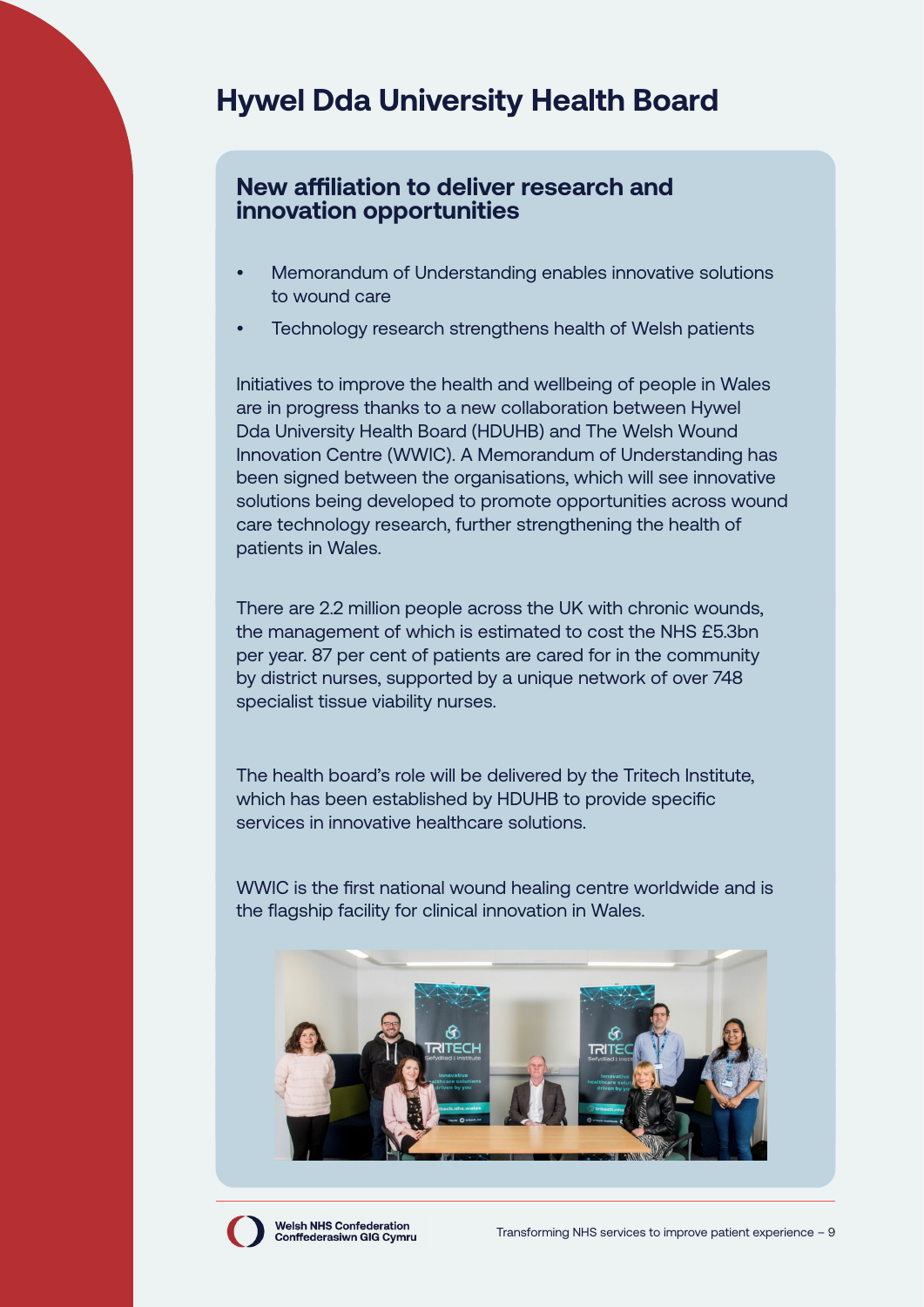# Hywel Dda University Health Board

## New affiliation to deliver research and innovation opportunities

- Memorandum of Understanding enables innovative solutions to wound care
- Technology research strengthens health of Welsh patients

Initiatives to improve the health and wellbeing of people in Wales are in progress thanks to a new collaboration between Hywel Dda University Health Board (HDUHB) and The Welsh Wound Innovation Centre (WWIC). A Memorandum of Understanding has been signed between the organisations, which will see innovative solutions being developed to promote opportunities across wound care technology research, further strengthening the health of patients in Wales.

There are 2.2 million people across the UK with chronic wounds, the management of which is estimated to cost the NHS £5.3bn per year. 87 per cent of patients are cared for in the community by district nurses, supported by a unique network of over 748 specialist tissue viability nurses.

The health board's role will be delivered by the Tritech Institute, which has been established by HDUHB to provide specific services in innovative healthcare solutions.

WWIC is the first national wound healing centre worldwide and is the flagship facility for clinical innovation in Wales.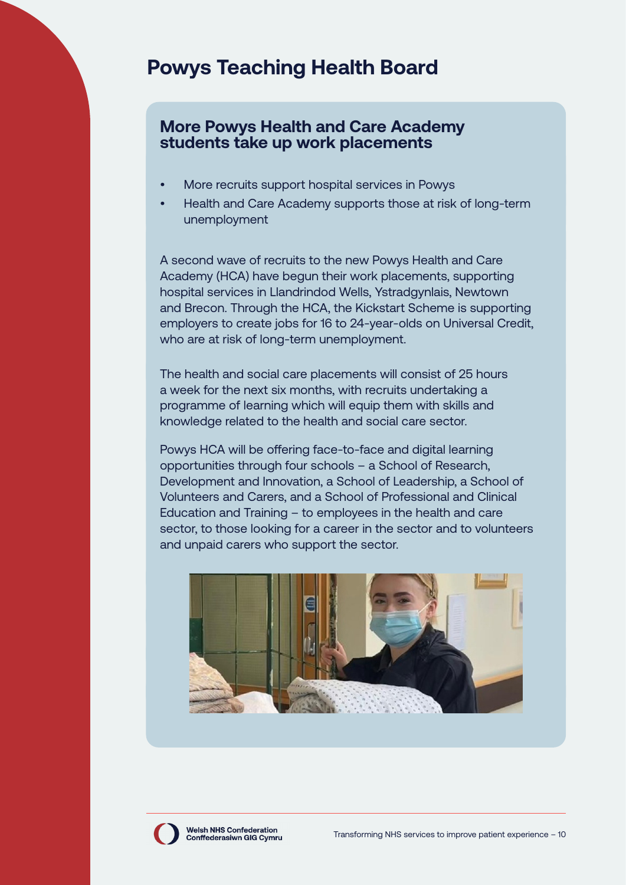# Powys Teaching Health Board

## More Powys Health and Care Academy students take up work placements

- More recruits support hospital services in Powys
- Health and Care Academy supports those at risk of long-term unemployment

A second wave of recruits to the new Powys Health and Care Academy (HCA) have begun their work placements, supporting hospital services in Llandrindod Wells, Ystradgynlais, Newtown and Brecon. Through the HCA, the Kickstart Scheme is supporting employers to create jobs for 16 to 24-year-olds on Universal Credit, who are at risk of long-term unemployment.

The health and social care placements will consist of 25 hours a week for the next six months, with recruits undertaking a programme of learning which will equip them with skills and knowledge related to the health and social care sector.

Powys HCA will be offering face-to-face and digital learning opportunities through four schools – a School of Research, Development and Innovation, a School of Leadership, a School of Volunteers and Carers, and a School of Professional and Clinical Education and Training – to employees in the health and care sector, to those looking for a career in the sector and to volunteers and unpaid carers who support the sector.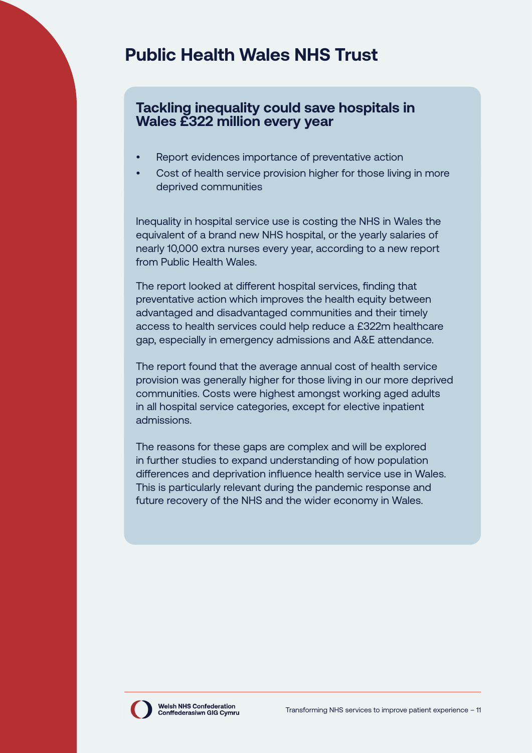# Public Health Wales NHS Trust

## Tackling inequality could save hospitals in Wales £322 million every year

- Report evidences importance of preventative action
- Cost of health service provision higher for those living in more deprived communities

Inequality in hospital service use is costing the NHS in Wales the equivalent of a brand new NHS hospital, or the yearly salaries of nearly 10,000 extra nurses every year, according to a new report from Public Health Wales.

The report looked at different hospital services, finding that preventative action which improves the health equity between advantaged and disadvantaged communities and their timely access to health services could help reduce a £322m healthcare gap, especially in emergency admissions and A&E attendance.

The report found that the average annual cost of health service provision was generally higher for those living in our more deprived communities. Costs were highest amongst working aged adults in all hospital service categories, except for elective inpatient admissions.

The reasons for these gaps are complex and will be explored in further studies to expand understanding of how population differences and deprivation influence health service use in Wales. This is particularly relevant during the pandemic response and future recovery of the NHS and the wider economy in Wales.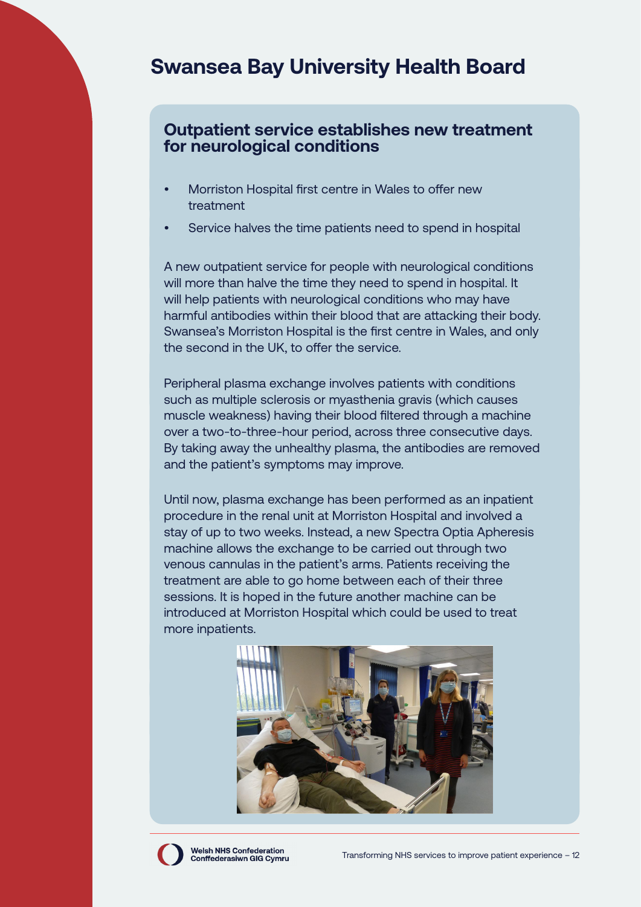# Swansea Bay University Health Board

## Outpatient service establishes new treatment for neurological conditions

- Morriston Hospital first centre in Wales to offer new treatment
- Service halves the time patients need to spend in hospital

A new outpatient service for people with neurological conditions will more than halve the time they need to spend in hospital. It will help patients with neurological conditions who may have harmful antibodies within their blood that are attacking their body. Swansea's Morriston Hospital is the first centre in Wales, and only the second in the UK, to offer the service.

Peripheral plasma exchange involves patients with conditions such as multiple sclerosis or myasthenia gravis (which causes muscle weakness) having their blood filtered through a machine over a two-to-three-hour period, across three consecutive days. By taking away the unhealthy plasma, the antibodies are removed and the patient's symptoms may improve.

Until now, plasma exchange has been performed as an inpatient procedure in the renal unit at Morriston Hospital and involved a stay of up to two weeks. Instead, a new Spectra Optia Apheresis machine allows the exchange to be carried out through two venous cannulas in the patient's arms. Patients receiving the treatment are able to go home between each of their three sessions. It is hoped in the future another machine can be introduced at Morriston Hospital which could be used to treat more inpatients.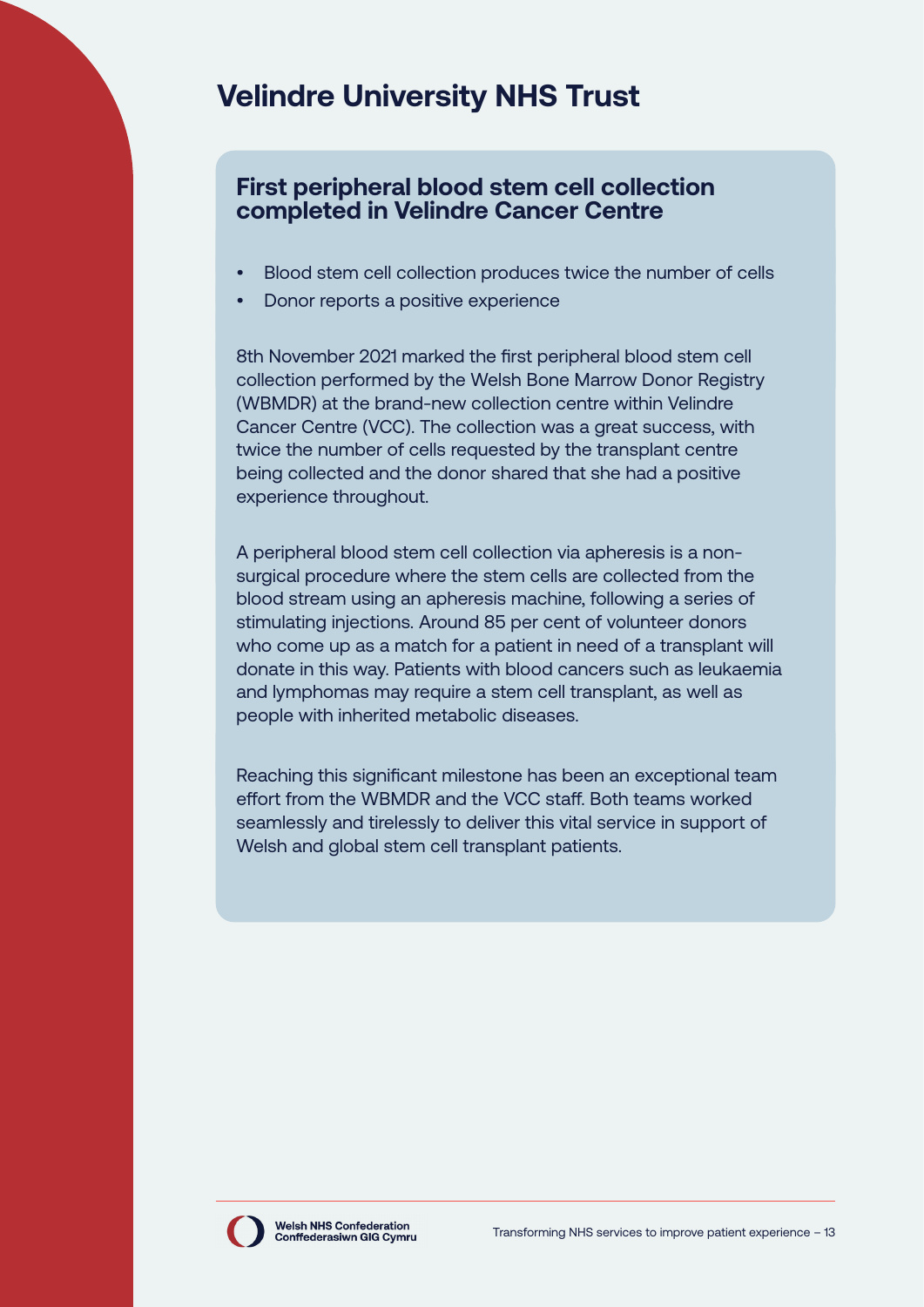# Velindre University NHS Trust

## First peripheral blood stem cell collection completed in Velindre Cancer Centre

- Blood stem cell collection produces twice the number of cells
- Donor reports a positive experience

8th November 2021 marked the first peripheral blood stem cell collection performed by the Welsh Bone Marrow Donor Registry (WBMDR) at the brand-new collection centre within Velindre Cancer Centre (VCC). The collection was a great success, with twice the number of cells requested by the transplant centre being collected and the donor shared that she had a positive experience throughout.

A peripheral blood stem cell collection via apheresis is a non-surgical procedure where the stem cells are collected from the blood stream using an apheresis machine, following a series of stimulating injections. Around 85 per cent of volunteer donors who come up as a match for a patient in need of a transplant will donate in this way. Patients with blood cancers such as leukaemia and lymphomas may require a stem cell transplant, as well as people with inherited metabolic diseases.

Reaching this significant milestone has been an exceptional team effort from the WBMDR and the VCC staff. Both teams worked seamlessly and tirelessly to deliver this vital service in support of Welsh and global stem cell transplant patients.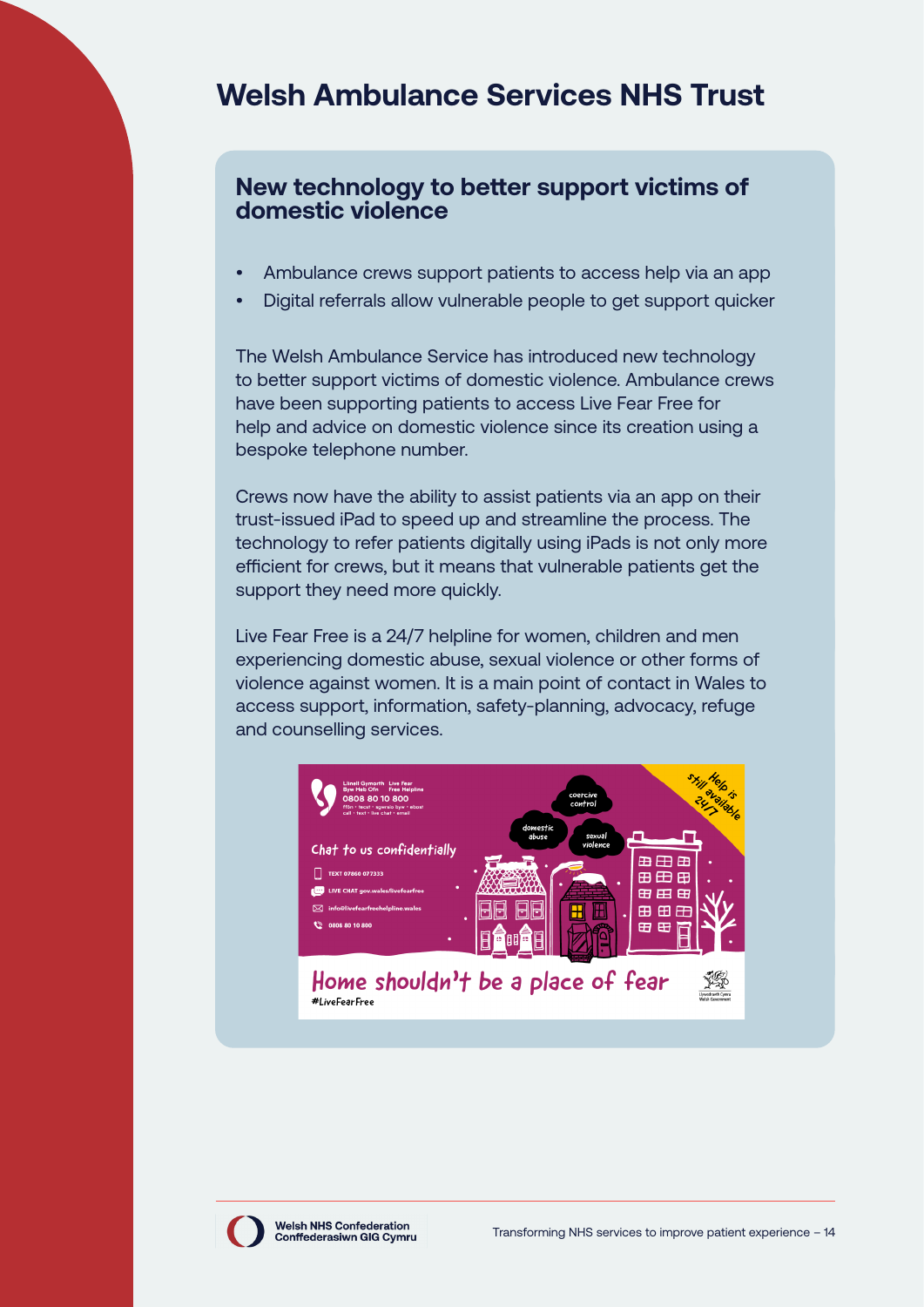# Welsh Ambulance Services NHS Trust

## New technology to better support victims of domestic violence

- Ambulance crews support patients to access help via an app
- Digital referrals allow vulnerable people to get support quicker

The Welsh Ambulance Service has introduced new technology to better support victims of domestic violence. Ambulance crews have been supporting patients to access Live Fear Free for help and advice on domestic violence since its creation using a bespoke telephone number.

Crews now have the ability to assist patients via an app on their trust-issued iPad to speed up and streamline the process. The technology to refer patients digitally using iPads is not only more efficient for crews, but it means that vulnerable patients get the support they need more quickly.

Live Fear Free is a 24/7 helpline for women, children and men experiencing domestic abuse, sexual violence or other forms of violence against women. It is a main point of contact in Wales to access support, information, safety-planning, advocacy, refuge and counselling services.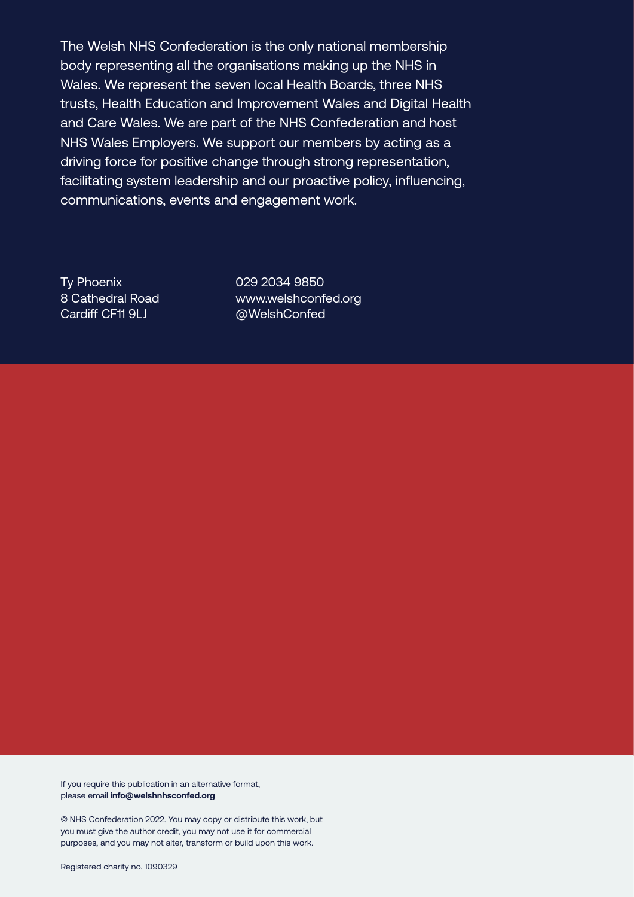The Welsh NHS Confederation is the only national membership body representing all the organisations making up the NHS in Wales. We represent the seven local Health Boards, three NHS trusts, Health Education and Improvement Wales and Digital Health and Care Wales. We are part of the NHS Confederation and host NHS Wales Employers. We support our members by acting as a driving force for positive change through strong representation, facilitating system leadership and our proactive policy, influencing, communications, events and engagement work.

Ty Phoenix
8 Cathedral Road
Cardiff CF11 9LJ

029 2034 9850
www.welshconfed.org
@WelshConfed

If you require this publication in an alternative format, please email **info@welshnhsconfed.org**

© NHS Confederation 2022. You may copy or distribute this work, but you must give the author credit, you may not use it for commercial purposes, and you may not alter, transform or build upon this work.

Registered charity no. 1090329